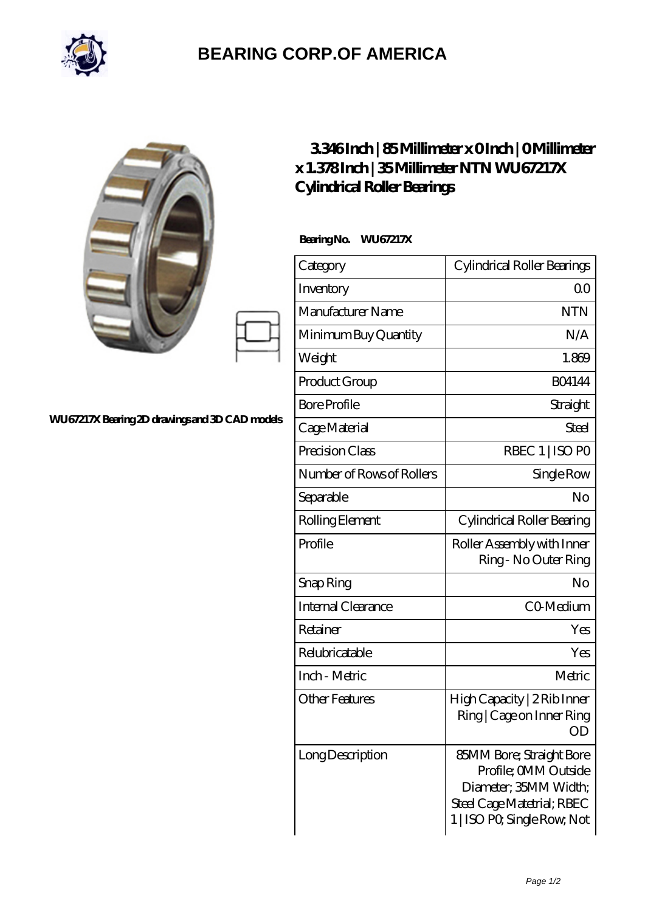# BEARING CORP.OF AMERICA

WU67217X Bearing 2D drawings and 3D CAD models

## 3.346 Inch | 85 Millimeter x 0 Inch | 0 Millimeter x 1.378 Inch | 35 Millimeter NTN WU67217X Cylindrical Roller Bearings

**Bearing No. WU67217X**

| Category | Cylindrical Roller Bearings |
|---|---|
| Inventory | 0.0 |
| Manufacturer Name | NTN |
| Minimum Buy Quantity | N/A |
| Weight | 1.869 |
| Product Group | B04144 |
| Bore Profile | Straight |
| Cage Material | Steel |
| Precision Class | RBEC 1 \| ISO P0 |
| Number of Rows of Rollers | Single Row |
| Separable | No |
| Rolling Element | Cylindrical Roller Bearing |
| Profile | Roller Assembly with Inner Ring - No Outer Ring |
| Snap Ring | No |
| Internal Clearance | C0-Medium |
| Retainer | Yes |
| Relubricatable | Yes |
| Inch - Metric | Metric |
| Other Features | High Capacity \| 2 Rib Inner Ring \| Cage on Inner Ring OD |
| Long Description | 85MM Bore; Straight Bore Profile; 0MM Outside Diameter; 35MM Width; Steel Cage Matetrial; RBEC 1 \| ISO P0; Single Row; Not |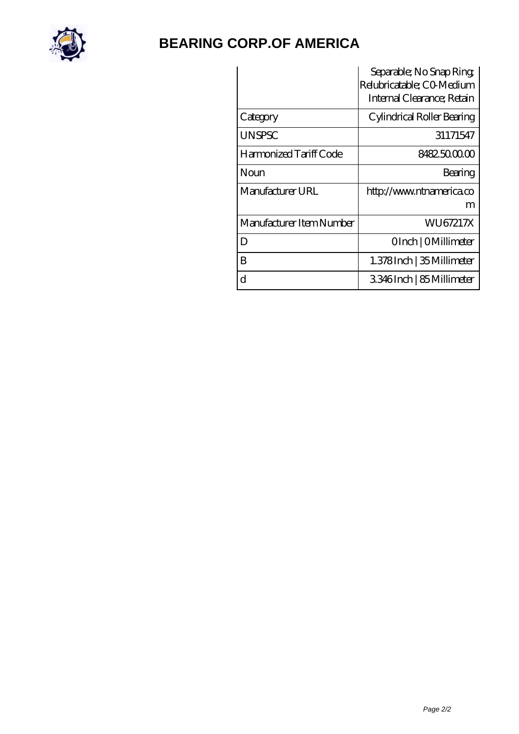# BEARING CORP.OF AMERICA

| | |
|---|---|
| | Separable; No Snap Ring; Relubricatable; C0-Medium Internal Clearance; Retain |
| Category | Cylindrical Roller Bearing |
| UNSPSC | 31171547 |
| Harmonized Tariff Code | 8482.50.00.00 |
| Noun | Bearing |
| Manufacturer URL | http://www.ntnamerica.com |
| Manufacturer Item Number | WU67217X |
| D | 0 Inch \| 0 Millimeter |
| B | 1.378 Inch \| 35 Millimeter |
| d | 3.346 Inch \| 85 Millimeter |